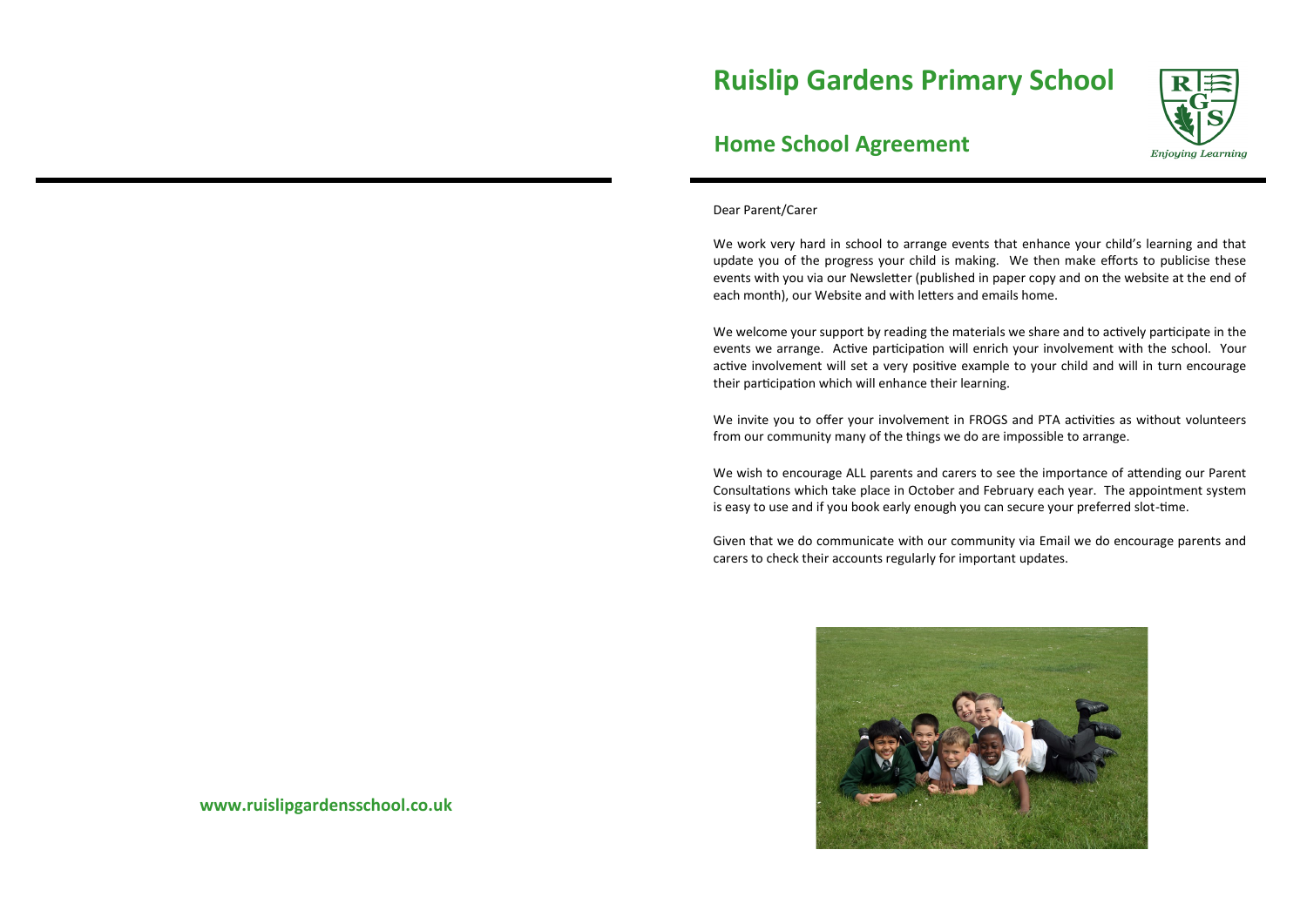www.ruislipgardensschool.co.uk

# Ruislip Gardens Primary School

## Home School Agreement

*Enjoying Learning*

Dear Parent/Carer

We work very hard in school to arrange events that enhance your child's learning and that update you of the progress your child is making. We then make efforts to publicise these events with you via our Newsletter (published in paper copy and on the website at the end of each month), our Website and with letters and emails home.

We welcome your support by reading the materials we share and to actively participate in the events we arrange. Active participation will enrich your involvement with the school. Your active involvement will set a very positive example to your child and will in turn encourage their participation which will enhance their learning.

We invite you to offer your involvement in FROGS and PTA activities as without volunteers from our community many of the things we do are impossible to arrange.

We wish to encourage ALL parents and carers to see the importance of attending our Parent Consultations which take place in October and February each year. The appointment system is easy to use and if you book early enough you can secure your preferred slot-time.

Given that we do communicate with our community via Email we do encourage parents and carers to check their accounts regularly for important updates.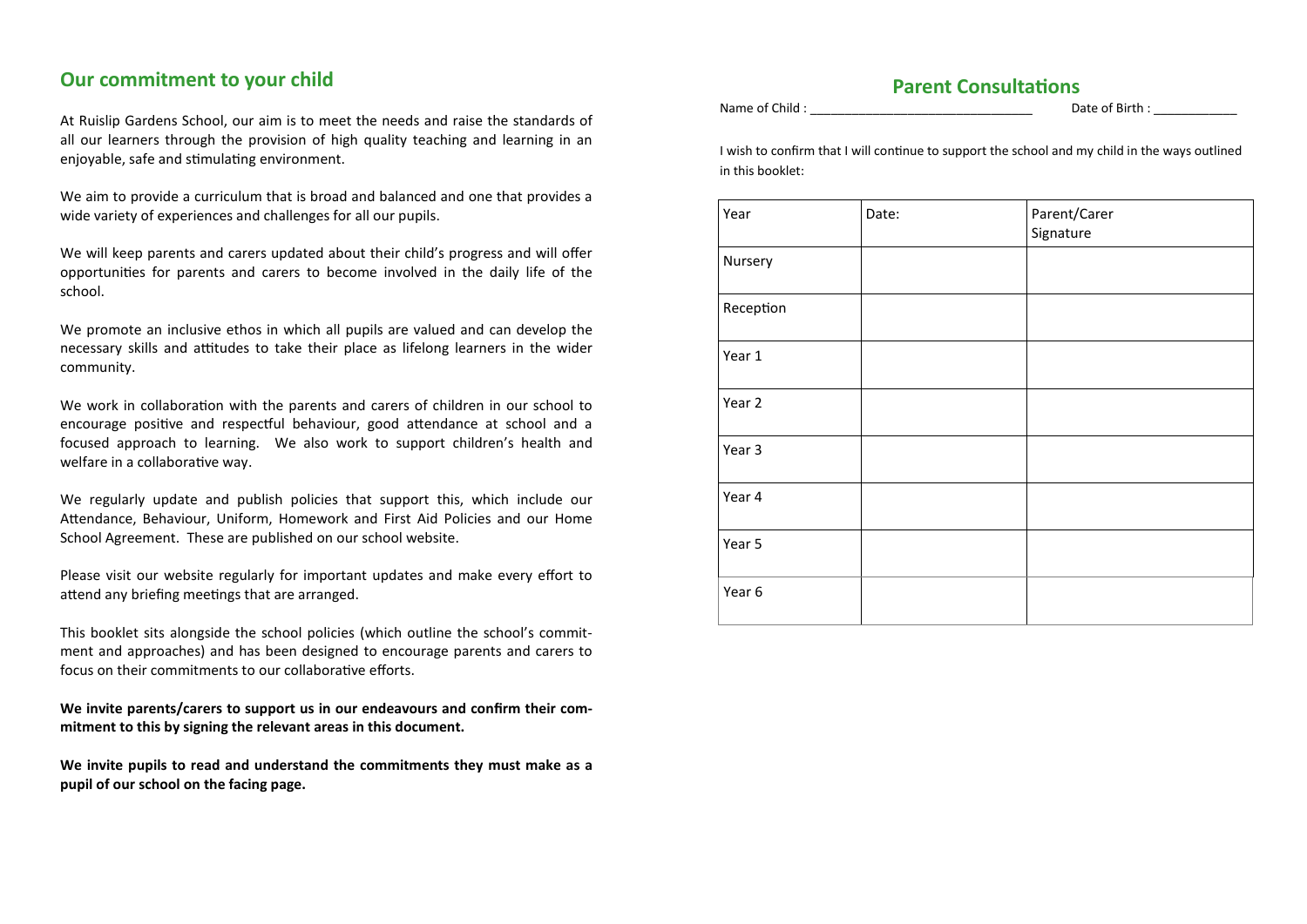## Our commitment to your child

At Ruislip Gardens School, our aim is to meet the needs and raise the standards of all our learners through the provision of high quality teaching and learning in an enjoyable, safe and stimulating environment.

We aim to provide a curriculum that is broad and balanced and one that provides a wide variety of experiences and challenges for all our pupils.

We will keep parents and carers updated about their child's progress and will offer opportunities for parents and carers to become involved in the daily life of the school.

We promote an inclusive ethos in which all pupils are valued and can develop the necessary skills and attitudes to take their place as lifelong learners in the wider community.

We work in collaboration with the parents and carers of children in our school to encourage positive and respectful behaviour, good attendance at school and a focused approach to learning. We also work to support children's health and welfare in a collaborative way.

We regularly update and publish policies that support this, which include our Attendance, Behaviour, Uniform, Homework and First Aid Policies and our Home School Agreement. These are published on our school website.

Please visit our website regularly for important updates and make every effort to attend any briefing meetings that are arranged.

This booklet sits alongside the school policies (which outline the school's commitment and approaches) and has been designed to encourage parents and carers to focus on their commitments to our collaborative efforts.

**We invite parents/carers to support us in our endeavours and confirm their commitment to this by signing the relevant areas in this document.**

**We invite pupils to read and understand the commitments they must make as a pupil of our school on the facing page.**

## Parent Consultations

Name of Child : ________________________________ Date of Birth : ____________

I wish to confirm that I will continue to support the school and my child in the ways outlined in this booklet:

| Year | Date: | Parent/Carer Signature |
|---|---|---|
| Nursery | | |
| Reception | | |
| Year 1 | | |
| Year 2 | | |
| Year 3 | | |
| Year 4 | | |
| Year 5 | | |
| Year 6 | | |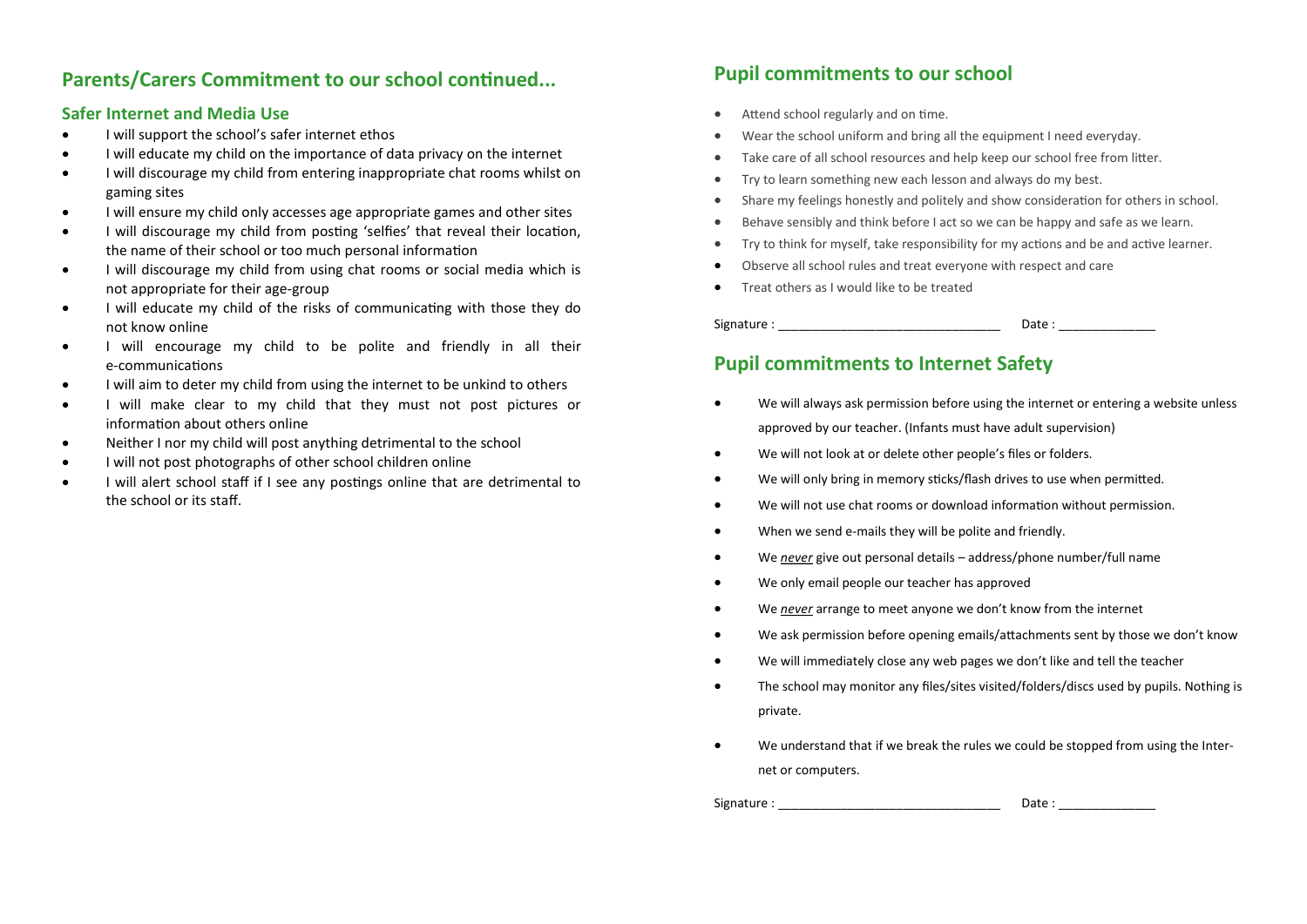## Parents/Carers Commitment to our school continued...

### Safer Internet and Media Use

- I will support the school's safer internet ethos
- I will educate my child on the importance of data privacy on the internet
- I will discourage my child from entering inappropriate chat rooms whilst on gaming sites
- I will ensure my child only accesses age appropriate games and other sites
- I will discourage my child from posting 'selfies' that reveal their location, the name of their school or too much personal information
- I will discourage my child from using chat rooms or social media which is not appropriate for their age-group
- I will educate my child of the risks of communicating with those they do not know online
- I will encourage my child to be polite and friendly in all their e-communications
- I will aim to deter my child from using the internet to be unkind to others
- I will make clear to my child that they must not post pictures or information about others online
- Neither I nor my child will post anything detrimental to the school
- I will not post photographs of other school children online
- I will alert school staff if I see any postings online that are detrimental to the school or its staff.

## Pupil commitments to our school

- Attend school regularly and on time.
- Wear the school uniform and bring all the equipment I need everyday.
- Take care of all school resources and help keep our school free from litter.
- Try to learn something new each lesson and always do my best.
- Share my feelings honestly and politely and show consideration for others in school.
- Behave sensibly and think before I act so we can be happy and safe as we learn.
- Try to think for myself, take responsibility for my actions and be and active learner.
- Observe all school rules and treat everyone with respect and care
- Treat others as I would like to be treated

Signature : _______________________________ Date : ______________

## Pupil commitments to Internet Safety

- We will always ask permission before using the internet or entering a website unless approved by our teacher. (Infants must have adult supervision)
- We will not look at or delete other people's files or folders.
- We will only bring in memory sticks/flash drives to use when permitted.
- We will not use chat rooms or download information without permission.
- When we send e-mails they will be polite and friendly.
- We ***never*** give out personal details – address/phone number/full name
- We only email people our teacher has approved
- We ***never*** arrange to meet anyone we don't know from the internet
- We ask permission before opening emails/attachments sent by those we don't know
- We will immediately close any web pages we don't like and tell the teacher
- The school may monitor any files/sites visited/folders/discs used by pupils. Nothing is private.
- We understand that if we break the rules we could be stopped from using the Internet or computers.

Signature : _______________________________ Date : ______________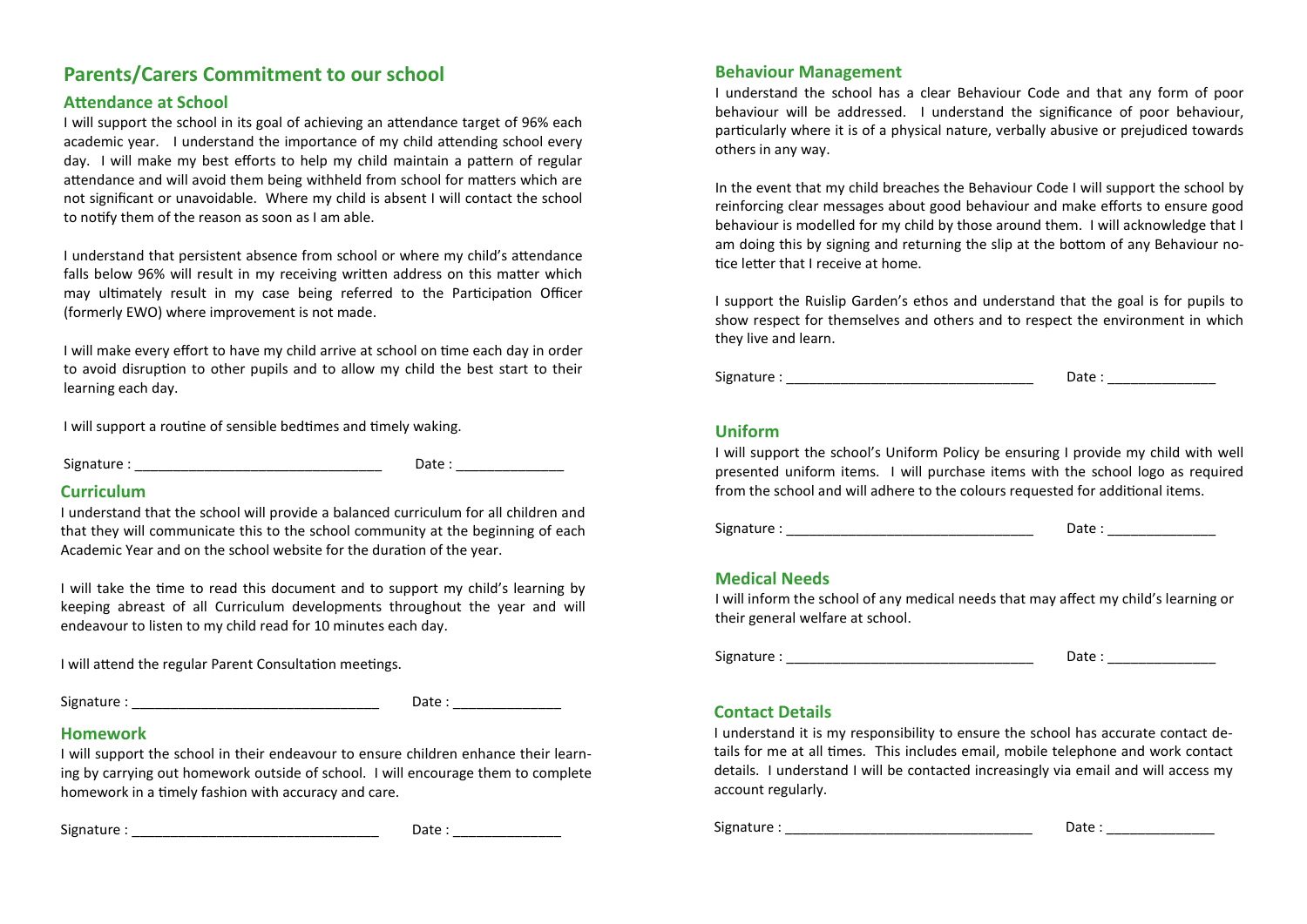# Parents/Carers Commitment to our school

## Attendance at School

I will support the school in its goal of achieving an attendance target of 96% each academic year. I understand the importance of my child attending school every day. I will make my best efforts to help my child maintain a pattern of regular attendance and will avoid them being withheld from school for matters which are not significant or unavoidable. Where my child is absent I will contact the school to notify them of the reason as soon as I am able.

I understand that persistent absence from school or where my child's attendance falls below 96% will result in my receiving written address on this matter which may ultimately result in my case being referred to the Participation Officer (formerly EWO) where improvement is not made.

I will make every effort to have my child arrive at school on time each day in order to avoid disruption to other pupils and to allow my child the best start to their learning each day.

I will support a routine of sensible bedtimes and timely waking.

Signature : _______________________________ Date : ______________

## Curriculum

I understand that the school will provide a balanced curriculum for all children and that they will communicate this to the school community at the beginning of each Academic Year and on the school website for the duration of the year.

I will take the time to read this document and to support my child's learning by keeping abreast of all Curriculum developments throughout the year and will endeavour to listen to my child read for 10 minutes each day.

I will attend the regular Parent Consultation meetings.

Signature : _______________________________ Date : ______________

## Homework

I will support the school in their endeavour to ensure children enhance their learning by carrying out homework outside of school. I will encourage them to complete homework in a timely fashion with accuracy and care.

Signature : _______________________________ Date : ______________

## Behaviour Management

I understand the school has a clear Behaviour Code and that any form of poor behaviour will be addressed. I understand the significance of poor behaviour, particularly where it is of a physical nature, verbally abusive or prejudiced towards others in any way.

In the event that my child breaches the Behaviour Code I will support the school by reinforcing clear messages about good behaviour and make efforts to ensure good behaviour is modelled for my child by those around them. I will acknowledge that I am doing this by signing and returning the slip at the bottom of any Behaviour notice letter that I receive at home.

I support the Ruislip Garden's ethos and understand that the goal is for pupils to show respect for themselves and others and to respect the environment in which they live and learn.

Signature : _______________________________ Date : ______________

## Uniform

I will support the school's Uniform Policy be ensuring I provide my child with well presented uniform items. I will purchase items with the school logo as required from the school and will adhere to the colours requested for additional items.

Signature : _______________________________ Date : ______________

## Medical Needs

I will inform the school of any medical needs that may affect my child's learning or their general welfare at school.

Signature : _______________________________ Date : ______________

## Contact Details

I understand it is my responsibility to ensure the school has accurate contact details for me at all times. This includes email, mobile telephone and work contact details. I understand I will be contacted increasingly via email and will access my account regularly.

Signature : _______________________________ Date : ______________